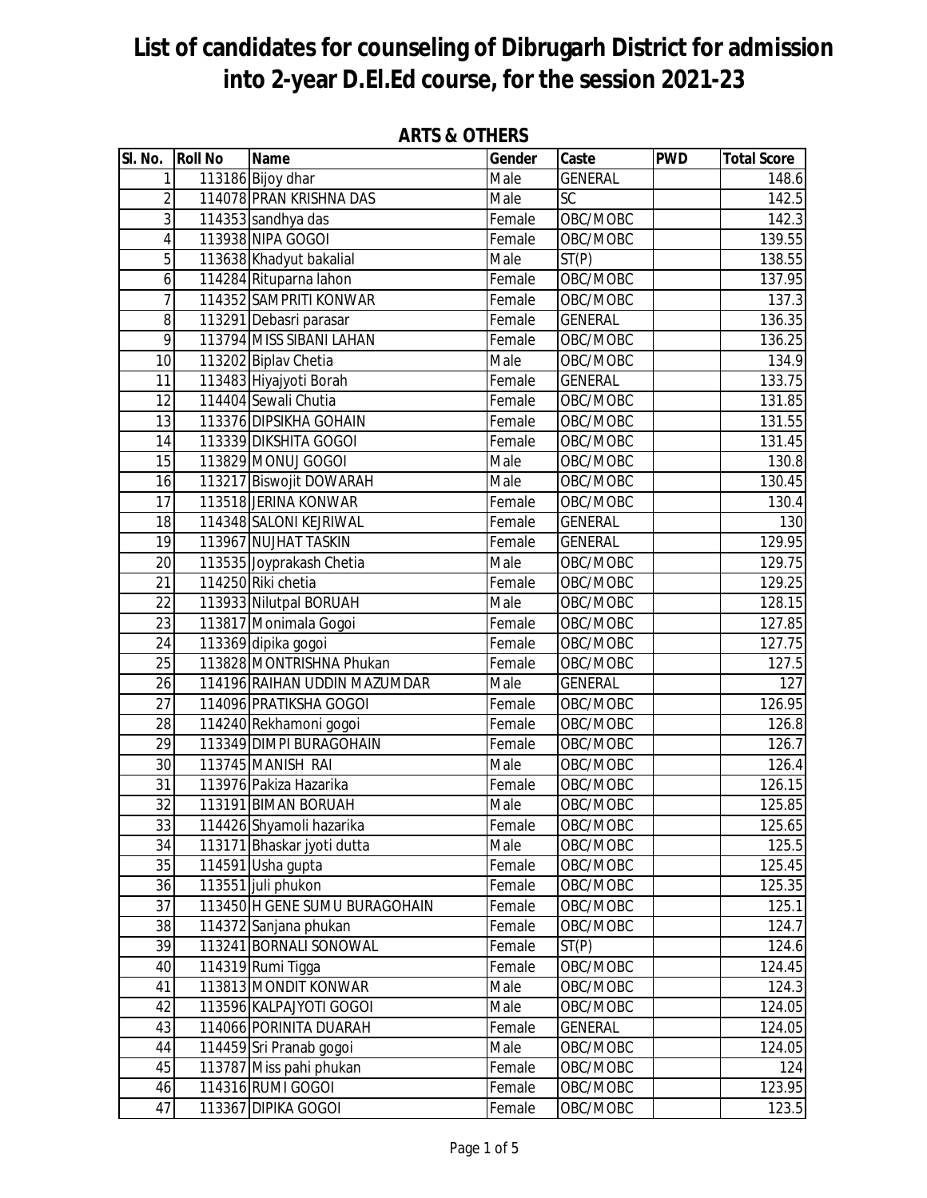# List of candidates for counseling of Dibrugarh District for admission into 2-year D.El.Ed course, for the session 2021-23

## ARTS & OTHERS

| Sl. No. | Roll No | Name | Gender | Caste | PWD | Total Score |
|---|---|---|---|---|---|---|
| 1 | 113186 | Bijoy dhar | Male | GENERAL | | 148.6 |
| 2 | 114078 | PRAN KRISHNA DAS | Male | SC | | 142.5 |
| 3 | 114353 | sandhya das | Female | OBC/MOBC | | 142.3 |
| 4 | 113938 | NIPA GOGOI | Female | OBC/MOBC | | 139.55 |
| 5 | 113638 | Khadyut bakalial | Male | ST(P) | | 138.55 |
| 6 | 114284 | Rituparna lahon | Female | OBC/MOBC | | 137.95 |
| 7 | 114352 | SAMPRITI KONWAR | Female | OBC/MOBC | | 137.3 |
| 8 | 113291 | Debasri parasar | Female | GENERAL | | 136.35 |
| 9 | 113794 | MISS SIBANI LAHAN | Female | OBC/MOBC | | 136.25 |
| 10 | 113202 | Biplav Chetia | Male | OBC/MOBC | | 134.9 |
| 11 | 113483 | Hiyajyoti Borah | Female | GENERAL | | 133.75 |
| 12 | 114404 | Sewali Chutia | Female | OBC/MOBC | | 131.85 |
| 13 | 113376 | DIPSIKHA GOHAIN | Female | OBC/MOBC | | 131.55 |
| 14 | 113339 | DIKSHITA GOGOI | Female | OBC/MOBC | | 131.45 |
| 15 | 113829 | MONUJ GOGOI | Male | OBC/MOBC | | 130.8 |
| 16 | 113217 | Biswojit DOWARAH | Male | OBC/MOBC | | 130.45 |
| 17 | 113518 | JERINA KONWAR | Female | OBC/MOBC | | 130.4 |
| 18 | 114348 | SALONI KEJRIWAL | Female | GENERAL | | 130 |
| 19 | 113967 | NUJHAT TASKIN | Female | GENERAL | | 129.95 |
| 20 | 113535 | Joyprakash Chetia | Male | OBC/MOBC | | 129.75 |
| 21 | 114250 | Riki chetia | Female | OBC/MOBC | | 129.25 |
| 22 | 113933 | Nilutpal BORUAH | Male | OBC/MOBC | | 128.15 |
| 23 | 113817 | Monimala Gogoi | Female | OBC/MOBC | | 127.85 |
| 24 | 113369 | dipika gogoi | Female | OBC/MOBC | | 127.75 |
| 25 | 113828 | MONTRISHNA Phukan | Female | OBC/MOBC | | 127.5 |
| 26 | 114196 | RAIHAN UDDIN MAZUMDAR | Male | GENERAL | | 127 |
| 27 | 114096 | PRATIKSHA GOGOI | Female | OBC/MOBC | | 126.95 |
| 28 | 114240 | Rekhamoni gogoi | Female | OBC/MOBC | | 126.8 |
| 29 | 113349 | DIMPI BURAGOHAIN | Female | OBC/MOBC | | 126.7 |
| 30 | 113745 | MANISH RAI | Male | OBC/MOBC | | 126.4 |
| 31 | 113976 | Pakiza Hazarika | Female | OBC/MOBC | | 126.15 |
| 32 | 113191 | BIMAN BORUAH | Male | OBC/MOBC | | 125.85 |
| 33 | 114426 | Shyamoli hazarika | Female | OBC/MOBC | | 125.65 |
| 34 | 113171 | Bhaskar jyoti dutta | Male | OBC/MOBC | | 125.5 |
| 35 | 114591 | Usha gupta | Female | OBC/MOBC | | 125.45 |
| 36 | 113551 | juli phukon | Female | OBC/MOBC | | 125.35 |
| 37 | 113450 | H GENE SUMU BURAGOHAIN | Female | OBC/MOBC | | 125.1 |
| 38 | 114372 | Sanjana phukan | Female | OBC/MOBC | | 124.7 |
| 39 | 113241 | BORNALI SONOWAL | Female | ST(P) | | 124.6 |
| 40 | 114319 | Rumi Tigga | Female | OBC/MOBC | | 124.45 |
| 41 | 113813 | MONDIT KONWAR | Male | OBC/MOBC | | 124.3 |
| 42 | 113596 | KALPAJYOTI GOGOI | Male | OBC/MOBC | | 124.05 |
| 43 | 114066 | PORINITA DUARAH | Female | GENERAL | | 124.05 |
| 44 | 114459 | Sri Pranab gogoi | Male | OBC/MOBC | | 124.05 |
| 45 | 113787 | Miss pahi phukan | Female | OBC/MOBC | | 124 |
| 46 | 114316 | RUMI GOGOI | Female | OBC/MOBC | | 123.95 |
| 47 | 113367 | DIPIKA GOGOI | Female | OBC/MOBC | | 123.5 |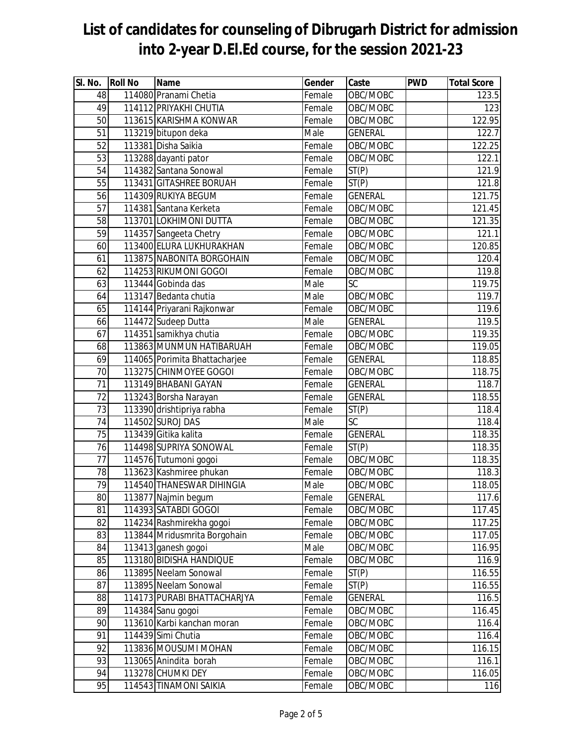# List of candidates for counseling of Dibrugarh District for admission into 2-year D.El.Ed course, for the session 2021-23

| Sl. No. | Roll No | Name | Gender | Caste | PWD | Total Score |
|---|---|---|---|---|---|---|
| 48 | 114080 | Pranami Chetia | Female | OBC/MOBC | | 123.5 |
| 49 | 114112 | PRIYAKHI CHUTIA | Female | OBC/MOBC | | 123 |
| 50 | 113615 | KARISHMA KONWAR | Female | OBC/MOBC | | 122.95 |
| 51 | 113219 | bitupon deka | Male | GENERAL | | 122.7 |
| 52 | 113381 | Disha Saikia | Female | OBC/MOBC | | 122.25 |
| 53 | 113288 | dayanti pator | Female | OBC/MOBC | | 122.1 |
| 54 | 114382 | Santana Sonowal | Female | ST(P) | | 121.9 |
| 55 | 113431 | GITASHREE BORUAH | Female | ST(P) | | 121.8 |
| 56 | 114309 | RUKIYA BEGUM | Female | GENERAL | | 121.75 |
| 57 | 114381 | Santana Kerketa | Female | OBC/MOBC | | 121.45 |
| 58 | 113701 | LOKHIMONI DUTTA | Female | OBC/MOBC | | 121.35 |
| 59 | 114357 | Sangeeta Chetry | Female | OBC/MOBC | | 121.1 |
| 60 | 113400 | ELURA LUKHURAKHAN | Female | OBC/MOBC | | 120.85 |
| 61 | 113875 | NABONITA BORGOHAIN | Female | OBC/MOBC | | 120.4 |
| 62 | 114253 | RIKUMONI GOGOI | Female | OBC/MOBC | | 119.8 |
| 63 | 113444 | Gobinda das | Male | SC | | 119.75 |
| 64 | 113147 | Bedanta chutia | Male | OBC/MOBC | | 119.7 |
| 65 | 114144 | Priyarani Rajkonwar | Female | OBC/MOBC | | 119.6 |
| 66 | 114472 | Sudeep Dutta | Male | GENERAL | | 119.5 |
| 67 | 114351 | samikhya chutia | Female | OBC/MOBC | | 119.35 |
| 68 | 113863 | MUNMUN HATIBARUAH | Female | OBC/MOBC | | 119.05 |
| 69 | 114065 | Porimita Bhattacharjee | Female | GENERAL | | 118.85 |
| 70 | 113275 | CHINMOYEE GOGOI | Female | OBC/MOBC | | 118.75 |
| 71 | 113149 | BHABANI GAYAN | Female | GENERAL | | 118.7 |
| 72 | 113243 | Borsha Narayan | Female | GENERAL | | 118.55 |
| 73 | 113390 | drishtipriya rabha | Female | ST(P) | | 118.4 |
| 74 | 114502 | SUROJ DAS | Male | SC | | 118.4 |
| 75 | 113439 | Gitika kalita | Female | GENERAL | | 118.35 |
| 76 | 114498 | SUPRIYA SONOWAL | Female | ST(P) | | 118.35 |
| 77 | 114576 | Tutumoni gogoi | Female | OBC/MOBC | | 118.35 |
| 78 | 113623 | Kashmiree phukan | Female | OBC/MOBC | | 118.3 |
| 79 | 114540 | THANESWAR DIHINGIA | Male | OBC/MOBC | | 118.05 |
| 80 | 113877 | Najmin begum | Female | GENERAL | | 117.6 |
| 81 | 114393 | SATABDI GOGOI | Female | OBC/MOBC | | 117.45 |
| 82 | 114234 | Rashmirekha gogoi | Female | OBC/MOBC | | 117.25 |
| 83 | 113844 | Mridusmrita Borgohain | Female | OBC/MOBC | | 117.05 |
| 84 | 113413 | ganesh gogoi | Male | OBC/MOBC | | 116.95 |
| 85 | 113180 | BIDISHA HANDIQUE | Female | OBC/MOBC | | 116.9 |
| 86 | 113895 | Neelam Sonowal | Female | ST(P) | | 116.55 |
| 87 | 113895 | Neelam Sonowal | Female | ST(P) | | 116.55 |
| 88 | 114173 | PURABI BHATTACHARJYA | Female | GENERAL | | 116.5 |
| 89 | 114384 | Sanu gogoi | Female | OBC/MOBC | | 116.45 |
| 90 | 113610 | Karbi kanchan moran | Female | OBC/MOBC | | 116.4 |
| 91 | 114439 | Simi Chutia | Female | OBC/MOBC | | 116.4 |
| 92 | 113836 | MOUSUMI MOHAN | Female | OBC/MOBC | | 116.15 |
| 93 | 113065 | Anindita borah | Female | OBC/MOBC | | 116.1 |
| 94 | 113278 | CHUMKI DEY | Female | OBC/MOBC | | 116.05 |
| 95 | 114543 | TINAMONI SAIKIA | Female | OBC/MOBC | | 116 |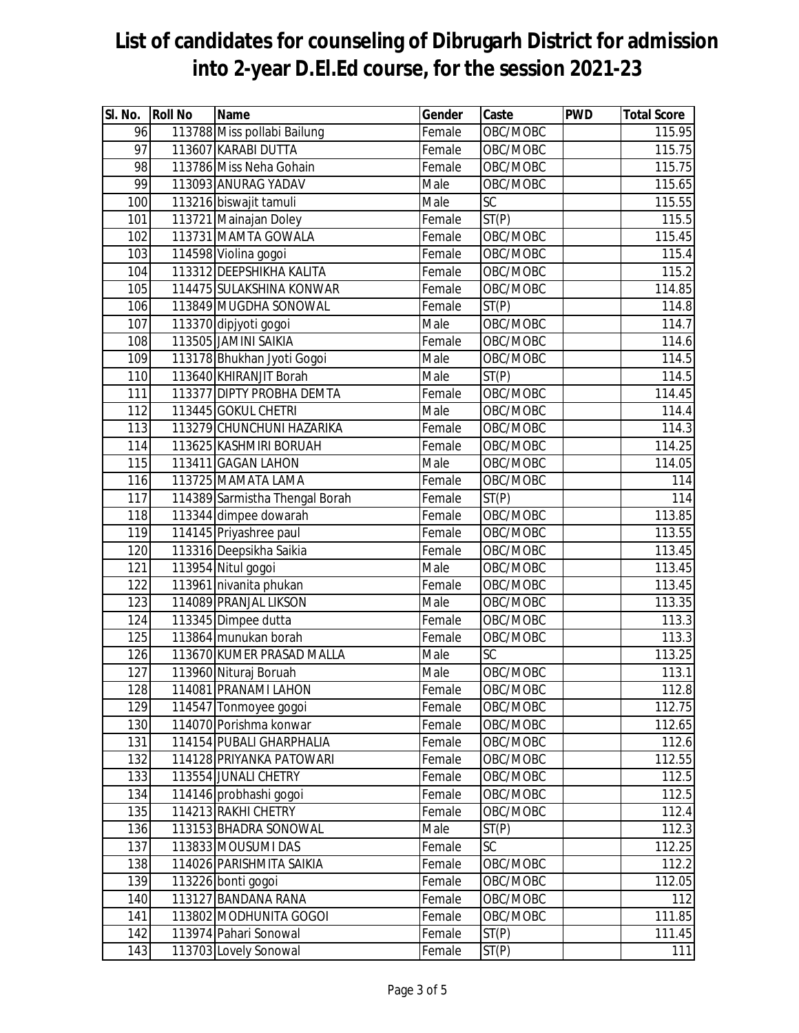# List of candidates for counseling of Dibrugarh District for admission into 2-year D.El.Ed course, for the session 2021-23

| Sl. No. | Roll No | Name | Gender | Caste | PWD | Total Score |
|---|---|---|---|---|---|---|
| 96 | 113788 | Miss pollabi Bailung | Female | OBC/MOBC | | 115.95 |
| 97 | 113607 | KARABI DUTTA | Female | OBC/MOBC | | 115.75 |
| 98 | 113786 | Miss Neha Gohain | Female | OBC/MOBC | | 115.75 |
| 99 | 113093 | ANURAG YADAV | Male | OBC/MOBC | | 115.65 |
| 100 | 113216 | biswajit tamuli | Male | SC | | 115.55 |
| 101 | 113721 | Mainajan Doley | Female | ST(P) | | 115.5 |
| 102 | 113731 | MAMTA GOWALA | Female | OBC/MOBC | | 115.45 |
| 103 | 114598 | Violina gogoi | Female | OBC/MOBC | | 115.4 |
| 104 | 113312 | DEEPSHIKHA KALITA | Female | OBC/MOBC | | 115.2 |
| 105 | 114475 | SULAKSHINA KONWAR | Female | OBC/MOBC | | 114.85 |
| 106 | 113849 | MUGDHA SONOWAL | Female | ST(P) | | 114.8 |
| 107 | 113370 | dipjyoti gogoi | Male | OBC/MOBC | | 114.7 |
| 108 | 113505 | JAMINI SAIKIA | Female | OBC/MOBC | | 114.6 |
| 109 | 113178 | Bhukhan Jyoti Gogoi | Male | OBC/MOBC | | 114.5 |
| 110 | 113640 | KHIRANJIT Borah | Male | ST(P) | | 114.5 |
| 111 | 113377 | DIPTY PROBHA DEMTA | Female | OBC/MOBC | | 114.45 |
| 112 | 113445 | GOKUL CHETRI | Male | OBC/MOBC | | 114.4 |
| 113 | 113279 | CHUNCHUNI HAZARIKA | Female | OBC/MOBC | | 114.3 |
| 114 | 113625 | KASHMIRI BORUAH | Female | OBC/MOBC | | 114.25 |
| 115 | 113411 | GAGAN LAHON | Male | OBC/MOBC | | 114.05 |
| 116 | 113725 | MAMATA LAMA | Female | OBC/MOBC | | 114 |
| 117 | 114389 | Sarmistha Thengal Borah | Female | ST(P) | | 114 |
| 118 | 113344 | dimpee dowarah | Female | OBC/MOBC | | 113.85 |
| 119 | 114145 | Priyashree paul | Female | OBC/MOBC | | 113.55 |
| 120 | 113316 | Deepsikha Saikia | Female | OBC/MOBC | | 113.45 |
| 121 | 113954 | Nitul gogoi | Male | OBC/MOBC | | 113.45 |
| 122 | 113961 | nivanita phukan | Female | OBC/MOBC | | 113.45 |
| 123 | 114089 | PRANJAL LIKSON | Male | OBC/MOBC | | 113.35 |
| 124 | 113345 | Dimpee dutta | Female | OBC/MOBC | | 113.3 |
| 125 | 113864 | munukan borah | Female | OBC/MOBC | | 113.3 |
| 126 | 113670 | KUMER PRASAD MALLA | Male | SC | | 113.25 |
| 127 | 113960 | Nituraj Boruah | Male | OBC/MOBC | | 113.1 |
| 128 | 114081 | PRANAMI LAHON | Female | OBC/MOBC | | 112.8 |
| 129 | 114547 | Tonmoyee gogoi | Female | OBC/MOBC | | 112.75 |
| 130 | 114070 | Porishma konwar | Female | OBC/MOBC | | 112.65 |
| 131 | 114154 | PUBALI GHARPHALIA | Female | OBC/MOBC | | 112.6 |
| 132 | 114128 | PRIYANKA PATOWARI | Female | OBC/MOBC | | 112.55 |
| 133 | 113554 | JUNALI CHETRY | Female | OBC/MOBC | | 112.5 |
| 134 | 114146 | probhashi gogoi | Female | OBC/MOBC | | 112.5 |
| 135 | 114213 | RAKHI CHETRY | Female | OBC/MOBC | | 112.4 |
| 136 | 113153 | BHADRA SONOWAL | Male | ST(P) | | 112.3 |
| 137 | 113833 | MOUSUMI DAS | Female | SC | | 112.25 |
| 138 | 114026 | PARISHMITA SAIKIA | Female | OBC/MOBC | | 112.2 |
| 139 | 113226 | bonti gogoi | Female | OBC/MOBC | | 112.05 |
| 140 | 113127 | BANDANA RANA | Female | OBC/MOBC | | 112 |
| 141 | 113802 | MODHUNITA GOGOI | Female | OBC/MOBC | | 111.85 |
| 142 | 113974 | Pahari Sonowal | Female | ST(P) | | 111.45 |
| 143 | 113703 | Lovely Sonowal | Female | ST(P) | | 111 |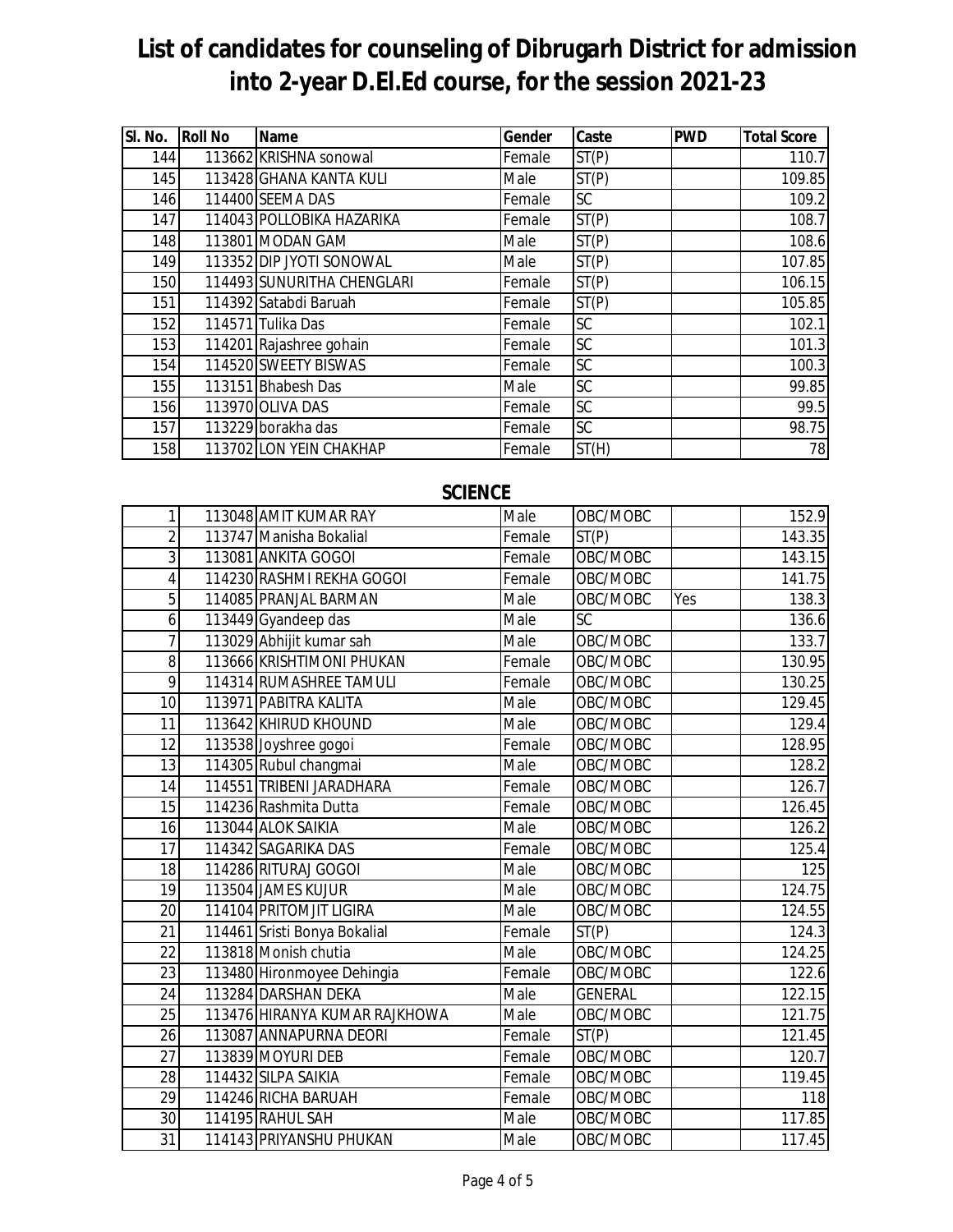# List of candidates for counseling of Dibrugarh District for admission into 2-year D.El.Ed course, for the session 2021-23

| Sl. No. | Roll No | Name | Gender | Caste | PWD | Total Score |
|---|---|---|---|---|---|---|
| 144 | 113662 | KRISHNA sonowal | Female | ST(P) | | 110.7 |
| 145 | 113428 | GHANA KANTA KULI | Male | ST(P) | | 109.85 |
| 146 | 114400 | SEEMA DAS | Female | SC | | 109.2 |
| 147 | 114043 | POLLOBIKA HAZARIKA | Female | ST(P) | | 108.7 |
| 148 | 113801 | MODAN GAM | Male | ST(P) | | 108.6 |
| 149 | 113352 | DIP JYOTI SONOWAL | Male | ST(P) | | 107.85 |
| 150 | 114493 | SUNURITHA CHENGLARI | Female | ST(P) | | 106.15 |
| 151 | 114392 | Satabdi Baruah | Female | ST(P) | | 105.85 |
| 152 | 114571 | Tulika Das | Female | SC | | 102.1 |
| 153 | 114201 | Rajashree gohain | Female | SC | | 101.3 |
| 154 | 114520 | SWEETY BISWAS | Female | SC | | 100.3 |
| 155 | 113151 | Bhabesh Das | Male | SC | | 99.85 |
| 156 | 113970 | OLIVA DAS | Female | SC | | 99.5 |
| 157 | 113229 | borakha das | Female | SC | | 98.75 |
| 158 | 113702 | LON YEIN CHAKHAP | Female | ST(H) | | 78 |

## SCIENCE

| Sl. No. | Roll No | Name | Gender | Caste | PWD | Total Score |
|---|---|---|---|---|---|---|
| 1 | 113048 | AMIT KUMAR RAY | Male | OBC/MOBC | | 152.9 |
| 2 | 113747 | Manisha Bokalial | Female | ST(P) | | 143.35 |
| 3 | 113081 | ANKITA GOGOI | Female | OBC/MOBC | | 143.15 |
| 4 | 114230 | RASHMI REKHA GOGOI | Female | OBC/MOBC | | 141.75 |
| 5 | 114085 | PRANJAL BARMAN | Male | OBC/MOBC | Yes | 138.3 |
| 6 | 113449 | Gyandeep das | Male | SC | | 136.6 |
| 7 | 113029 | Abhijit kumar sah | Male | OBC/MOBC | | 133.7 |
| 8 | 113666 | KRISHTIMONI PHUKAN | Female | OBC/MOBC | | 130.95 |
| 9 | 114314 | RUMASHREE TAMULI | Female | OBC/MOBC | | 130.25 |
| 10 | 113971 | PABITRA KALITA | Male | OBC/MOBC | | 129.45 |
| 11 | 113642 | KHIRUD KHOUND | Male | OBC/MOBC | | 129.4 |
| 12 | 113538 | Joyshree gogoi | Female | OBC/MOBC | | 128.95 |
| 13 | 114305 | Rubul changmai | Male | OBC/MOBC | | 128.2 |
| 14 | 114551 | TRIBENI JARADHARA | Female | OBC/MOBC | | 126.7 |
| 15 | 114236 | Rashmita Dutta | Female | OBC/MOBC | | 126.45 |
| 16 | 113044 | ALOK SAIKIA | Male | OBC/MOBC | | 126.2 |
| 17 | 114342 | SAGARIKA DAS | Female | OBC/MOBC | | 125.4 |
| 18 | 114286 | RITURAJ GOGOI | Male | OBC/MOBC | | 125 |
| 19 | 113504 | JAMES KUJUR | Male | OBC/MOBC | | 124.75 |
| 20 | 114104 | PRITOMJIT LIGIRA | Male | OBC/MOBC | | 124.55 |
| 21 | 114461 | Sristi Bonya Bokalial | Female | ST(P) | | 124.3 |
| 22 | 113818 | Monish chutia | Male | OBC/MOBC | | 124.25 |
| 23 | 113480 | Hironmoyee Dehingia | Female | OBC/MOBC | | 122.6 |
| 24 | 113284 | DARSHAN DEKA | Male | GENERAL | | 122.15 |
| 25 | 113476 | HIRANYA KUMAR RAJKHOWA | Male | OBC/MOBC | | 121.75 |
| 26 | 113087 | ANNAPURNA DEORI | Female | ST(P) | | 121.45 |
| 27 | 113839 | MOYURI DEB | Female | OBC/MOBC | | 120.7 |
| 28 | 114432 | SILPA SAIKIA | Female | OBC/MOBC | | 119.45 |
| 29 | 114246 | RICHA BARUAH | Female | OBC/MOBC | | 118 |
| 30 | 114195 | RAHUL SAH | Male | OBC/MOBC | | 117.85 |
| 31 | 114143 | PRIYANSHU PHUKAN | Male | OBC/MOBC | | 117.45 |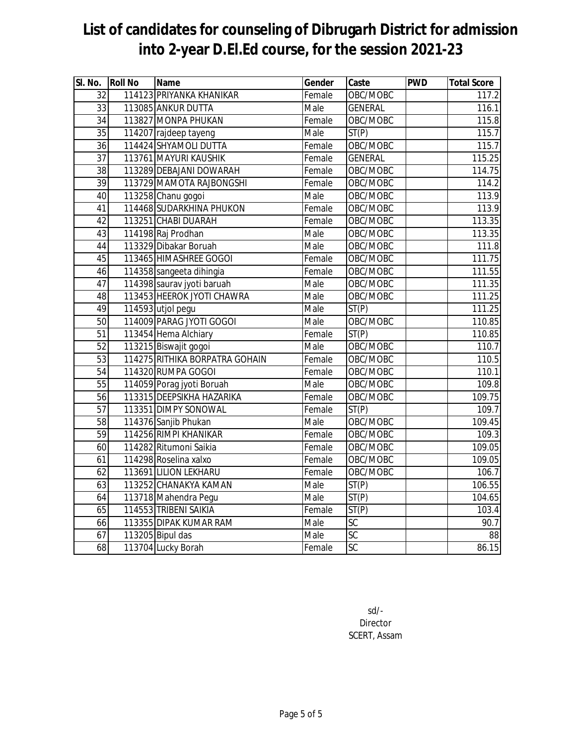# List of candidates for counseling of Dibrugarh District for admission into 2-year D.El.Ed course, for the session 2021-23

| Sl. No. | Roll No | Name | Gender | Caste | PWD | Total Score |
|---|---|---|---|---|---|---|
| 32 | 114123 | PRIYANKA KHANIKAR | Female | OBC/MOBC | | 117.2 |
| 33 | 113085 | ANKUR DUTTA | Male | GENERAL | | 116.1 |
| 34 | 113827 | MONPA PHUKAN | Female | OBC/MOBC | | 115.8 |
| 35 | 114207 | rajdeep tayeng | Male | ST(P) | | 115.7 |
| 36 | 114424 | SHYAMOLI DUTTA | Female | OBC/MOBC | | 115.7 |
| 37 | 113761 | MAYURI KAUSHIK | Female | GENERAL | | 115.25 |
| 38 | 113289 | DEBAJANI DOWARAH | Female | OBC/MOBC | | 114.75 |
| 39 | 113729 | MAMOTA RAJBONGSHI | Female | OBC/MOBC | | 114.2 |
| 40 | 113258 | Chanu gogoi | Male | OBC/MOBC | | 113.9 |
| 41 | 114468 | SUDARKHINA PHUKON | Female | OBC/MOBC | | 113.9 |
| 42 | 113251 | CHABI DUARAH | Female | OBC/MOBC | | 113.35 |
| 43 | 114198 | Raj Prodhan | Male | OBC/MOBC | | 113.35 |
| 44 | 113329 | Dibakar Boruah | Male | OBC/MOBC | | 111.8 |
| 45 | 113465 | HIMASHREE GOGOI | Female | OBC/MOBC | | 111.75 |
| 46 | 114358 | sangeeta dihingia | Female | OBC/MOBC | | 111.55 |
| 47 | 114398 | saurav jyoti baruah | Male | OBC/MOBC | | 111.35 |
| 48 | 113453 | HEEROK JYOTI CHAWRA | Male | OBC/MOBC | | 111.25 |
| 49 | 114593 | utjol pegu | Male | ST(P) | | 111.25 |
| 50 | 114009 | PARAG JYOTI GOGOI | Male | OBC/MOBC | | 110.85 |
| 51 | 113454 | Hema Alchiary | Female | ST(P) | | 110.85 |
| 52 | 113215 | Biswajit gogoi | Male | OBC/MOBC | | 110.7 |
| 53 | 114275 | RITHIKA BORPATRA GOHAIN | Female | OBC/MOBC | | 110.5 |
| 54 | 114320 | RUMPA GOGOI | Female | OBC/MOBC | | 110.1 |
| 55 | 114059 | Porag jyoti Boruah | Male | OBC/MOBC | | 109.8 |
| 56 | 113315 | DEEPSIKHA HAZARIKA | Female | OBC/MOBC | | 109.75 |
| 57 | 113351 | DIMPY SONOWAL | Female | ST(P) | | 109.7 |
| 58 | 114376 | Sanjib Phukan | Male | OBC/MOBC | | 109.45 |
| 59 | 114256 | RIMPI KHANIKAR | Female | OBC/MOBC | | 109.3 |
| 60 | 114282 | Ritumoni Saikia | Female | OBC/MOBC | | 109.05 |
| 61 | 114298 | Roselina xalxo | Female | OBC/MOBC | | 109.05 |
| 62 | 113691 | LILION LEKHARU | Female | OBC/MOBC | | 106.7 |
| 63 | 113252 | CHANAKYA KAMAN | Male | ST(P) | | 106.55 |
| 64 | 113718 | Mahendra Pegu | Male | ST(P) | | 104.65 |
| 65 | 114553 | TRIBENI SAIKIA | Female | ST(P) | | 103.4 |
| 66 | 113355 | DIPAK KUMAR RAM | Male | SC | | 90.7 |
| 67 | 113205 | Bipul das | Male | SC | | 88 |
| 68 | 113704 | Lucky Borah | Female | SC | | 86.15 |

sd/-
Director
SCERT, Assam